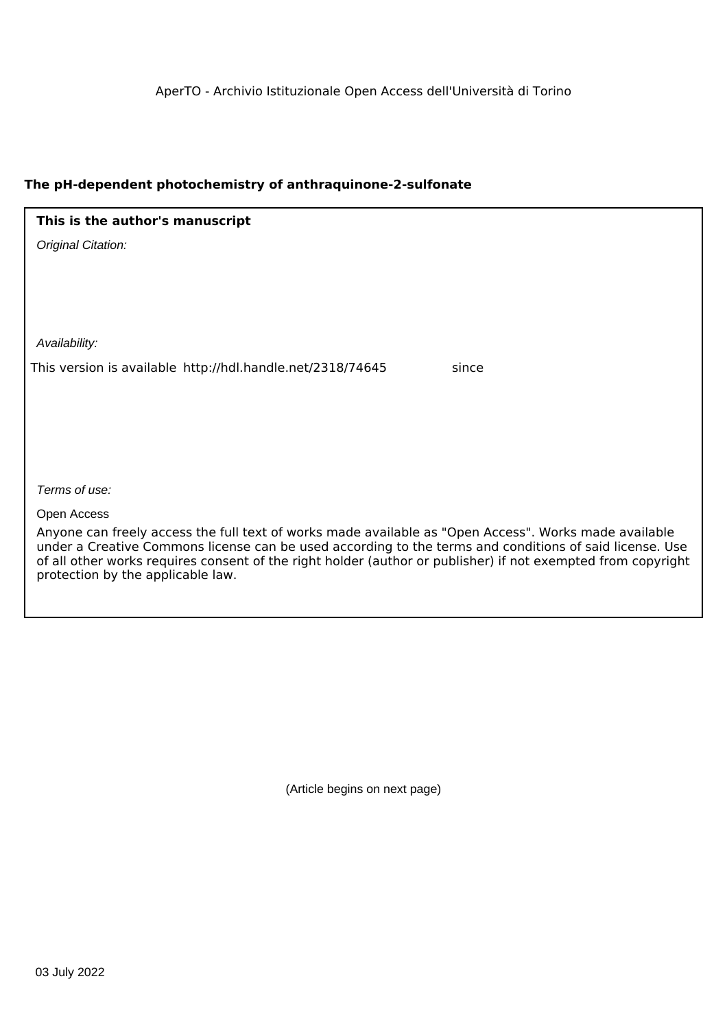AperTO - Archivio Istituzionale Open Access dell'Università di Torino

**The pH-dependent photochemistry of anthraquinone-2-sulfonate**

**This is the author's manuscript**

*Original Citation:*

*Availability:*

This version is available http://hdl.handle.net/2318/74645 since

*Terms of use:*

Open Access

Anyone can freely access the full text of works made available as "Open Access". Works made available under a Creative Commons license can be used according to the terms and conditions of said license. Use of all other works requires consent of the right holder (author or publisher) if not exempted from copyright protection by the applicable law.

(Article begins on next page)

03 July 2022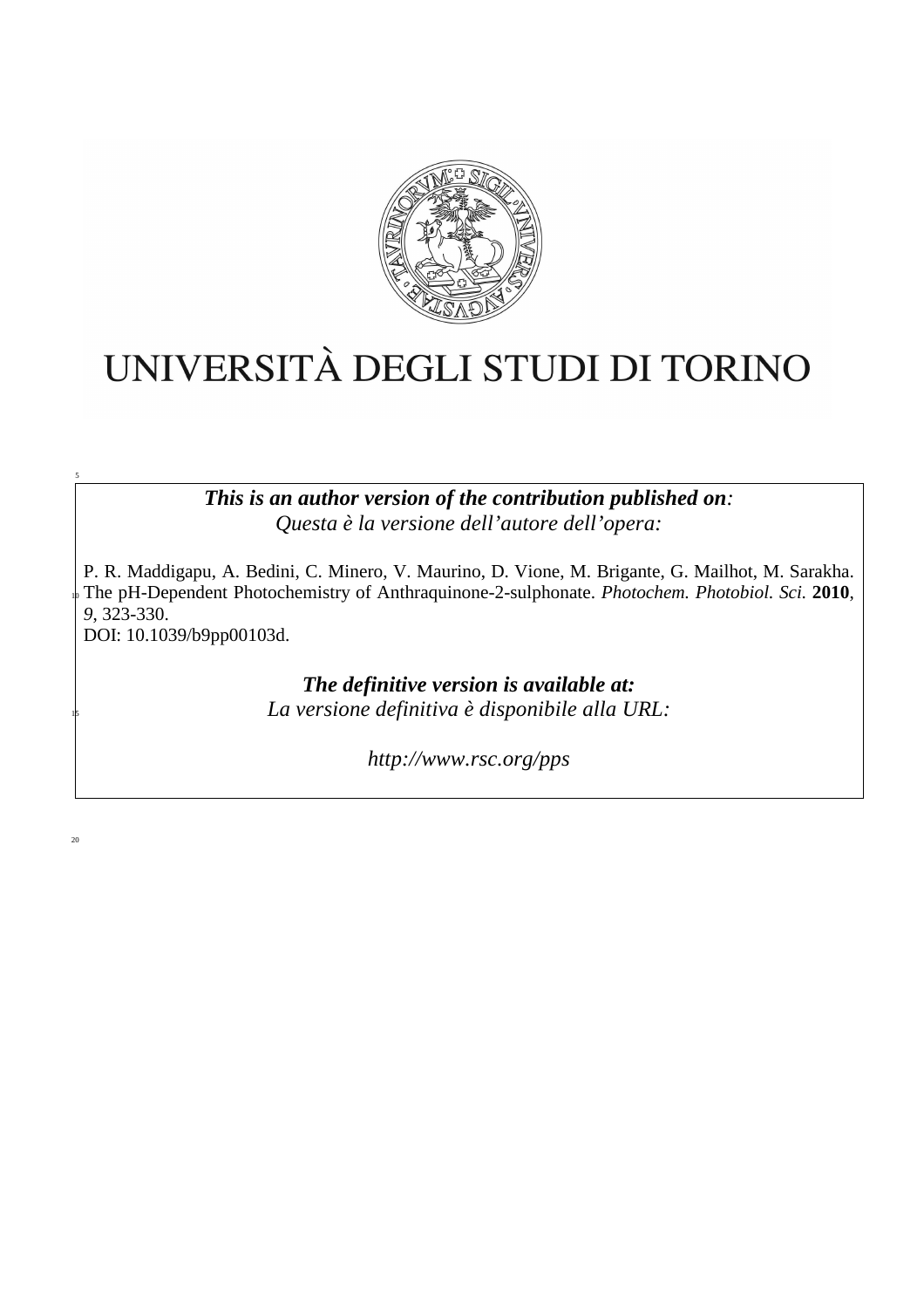# UNIVERSITÀ DEGLI STUDI DI TORINO

***This is an author version of the contribution published on:***
*Questa è la versione dell'autore dell'opera:*

P. R. Maddigapu, A. Bedini, C. Minero, V. Maurino, D. Vione, M. Brigante, G. Mailhot, M. Sarakha. The pH-Dependent Photochemistry of Anthraquinone-2-sulphonate. *Photochem. Photobiol. Sci.* **2010**, *9*, 323-330.
DOI: 10.1039/b9pp00103d.

***The definitive version is available at:***
*La versione definitiva è disponibile alla URL:*

*http://www.rsc.org/pps*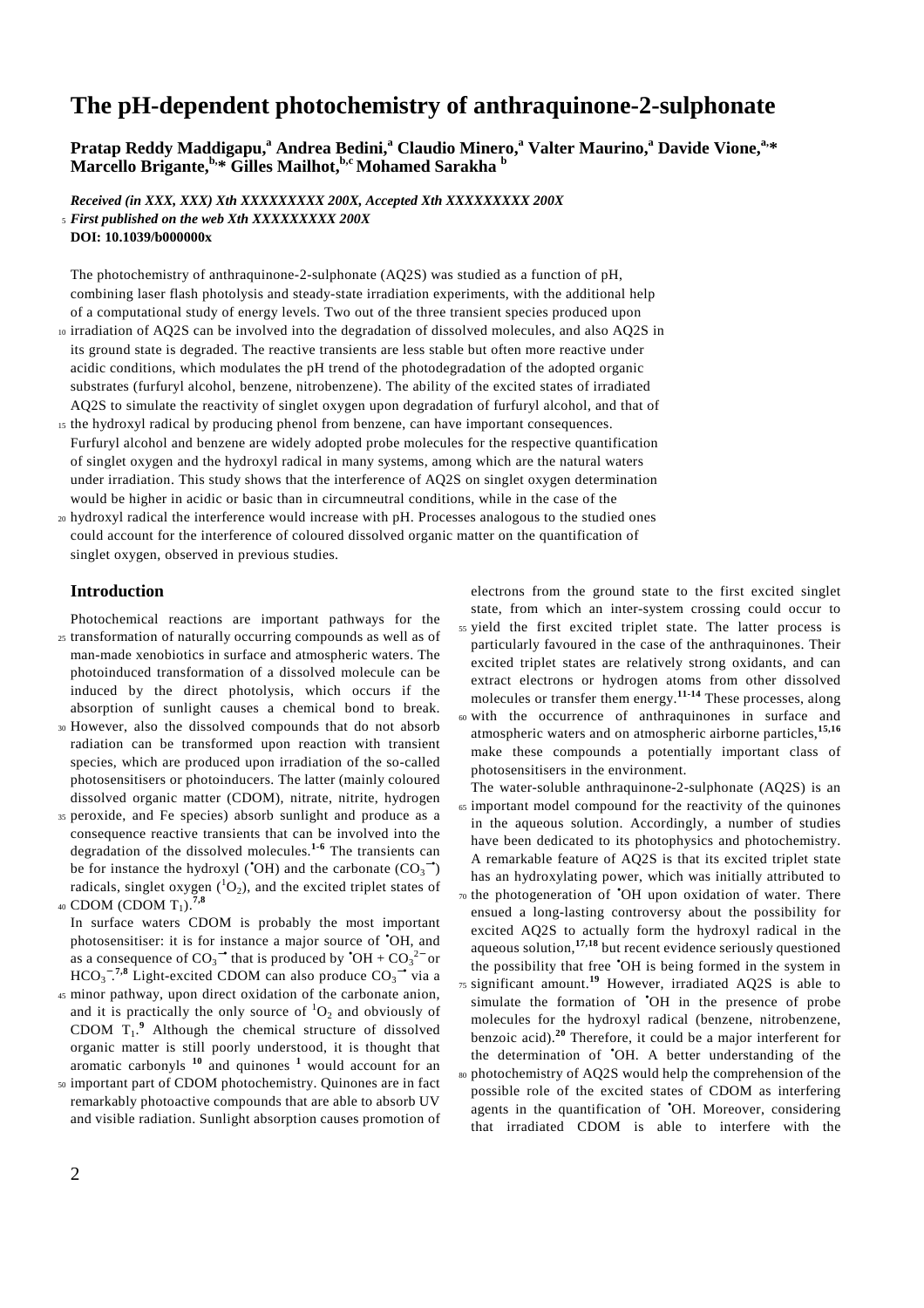# The pH-dependent photochemistry of anthraquinone-2-sulphonate

**Pratap Reddy Maddigapu,[a] Andrea Bedini,[a] Claudio Minero,[a] Valter Maurino,[a] Davide Vione,[a,*] Marcello Brigante,[b,*] Gilles Mailhot,[b,c] Mohamed Sarakha [b]**

***Received (in XXX, XXX) Xth XXXXXXXXX 200X, Accepted Xth XXXXXXXXX 200X***
***First published on the web Xth XXXXXXXXX 200X***
**DOI: 10.1039/b000000x**

The photochemistry of anthraquinone-2-sulphonate (AQ2S) was studied as a function of pH, combining laser flash photolysis and steady-state irradiation experiments, with the additional help of a computational study of energy levels. Two out of the three transient species produced upon irradiation of AQ2S can be involved into the degradation of dissolved molecules, and also AQ2S in its ground state is degraded. The reactive transients are less stable but often more reactive under acidic conditions, which modulates the pH trend of the photodegradation of the adopted organic substrates (furfuryl alcohol, benzene, nitrobenzene). The ability of the excited states of irradiated AQ2S to simulate the reactivity of singlet oxygen upon degradation of furfuryl alcohol, and that of the hydroxyl radical by producing phenol from benzene, can have important consequences. Furfuryl alcohol and benzene are widely adopted probe molecules for the respective quantification of singlet oxygen and the hydroxyl radical in many systems, among which are the natural waters under irradiation. This study shows that the interference of AQ2S on singlet oxygen determination would be higher in acidic or basic than in circumneutral conditions, while in the case of the hydroxyl radical the interference would increase with pH. Processes analogous to the studied ones could account for the interference of coloured dissolved organic matter on the quantification of singlet oxygen, observed in previous studies.

## Introduction

Photochemical reactions are important pathways for the transformation of naturally occurring compounds as well as of man-made xenobiotics in surface and atmospheric waters. The photoinduced transformation of a dissolved molecule can be induced by the direct photolysis, which occurs if the absorption of sunlight causes a chemical bond to break. However, also the dissolved compounds that do not absorb radiation can be transformed upon reaction with transient species, which are produced upon irradiation of the so-called photosensitisers or photoinducers. The latter (mainly coloured dissolved organic matter (CDOM), nitrate, nitrite, hydrogen peroxide, and Fe species) absorb sunlight and produce as a consequence reactive transients that can be involved into the degradation of the dissolved molecules.[1-6] The transients can be for instance the hydroxyl ($^{\bullet}OH$) and the carbonate ($CO_3^{-\bullet}$) radicals, singlet oxygen ($^1O_2$), and the excited triplet states of CDOM (CDOM $T_1$).[7,8]

In surface waters CDOM is probably the most important photosensitiser: it is for instance a major source of $^{\bullet}OH$, and as a consequence of $CO_3^{-\bullet}$ that is produced by $^{\bullet}OH + CO_3^{2-}$ or $HCO_3^-$.[7,8] Light-excited CDOM can also produce $CO_3^{-\bullet}$ via a minor pathway, upon direct oxidation of the carbonate anion, and it is practically the only source of $^1O_2$ and obviously of CDOM $T_1$.[9] Although the chemical structure of dissolved organic matter is still poorly understood, it is thought that aromatic carbonyls [10] and quinones [1] would account for an important part of CDOM photochemistry. Quinones are in fact remarkably photoactive compounds that are able to absorb UV and visible radiation. Sunlight absorption causes promotion of electrons from the ground state to the first excited singlet state, from which an inter-system crossing could occur to yield the first excited triplet state. The latter process is particularly favoured in the case of the anthraquinones. Their excited triplet states are relatively strong oxidants, and can extract electrons or hydrogen atoms from other dissolved molecules or transfer them energy.[11-14] These processes, along with the occurrence of anthraquinones in surface and atmospheric waters and on atmospheric airborne particles,[15,16] make these compounds a potentially important class of photosensitisers in the environment.

The water-soluble anthraquinone-2-sulphonate (AQ2S) is an important model compound for the reactivity of the quinones in the aqueous solution. Accordingly, a number of studies have been dedicated to its photophysics and photochemistry. A remarkable feature of AQ2S is that its excited triplet state has an hydroxylating power, which was initially attributed to the photogeneration of $^{\bullet}OH$ upon oxidation of water. There ensued a long-lasting controversy about the possibility for excited AQ2S to actually form the hydroxyl radical in the aqueous solution,[17,18] but recent evidence seriously questioned the possibility that free $^{\bullet}OH$ is being formed in the system in significant amount.[19] However, irradiated AQ2S is able to simulate the formation of $^{\bullet}OH$ in the presence of probe molecules for the hydroxyl radical (benzene, nitrobenzene, benzoic acid).[20] Therefore, it could be a major interferent for the determination of $^{\bullet}OH$. A better understanding of the photochemistry of AQ2S would help the comprehension of the possible role of the excited states of CDOM as interfering agents in the quantification of $^{\bullet}OH$. Moreover, considering that irradiated CDOM is able to interfere with the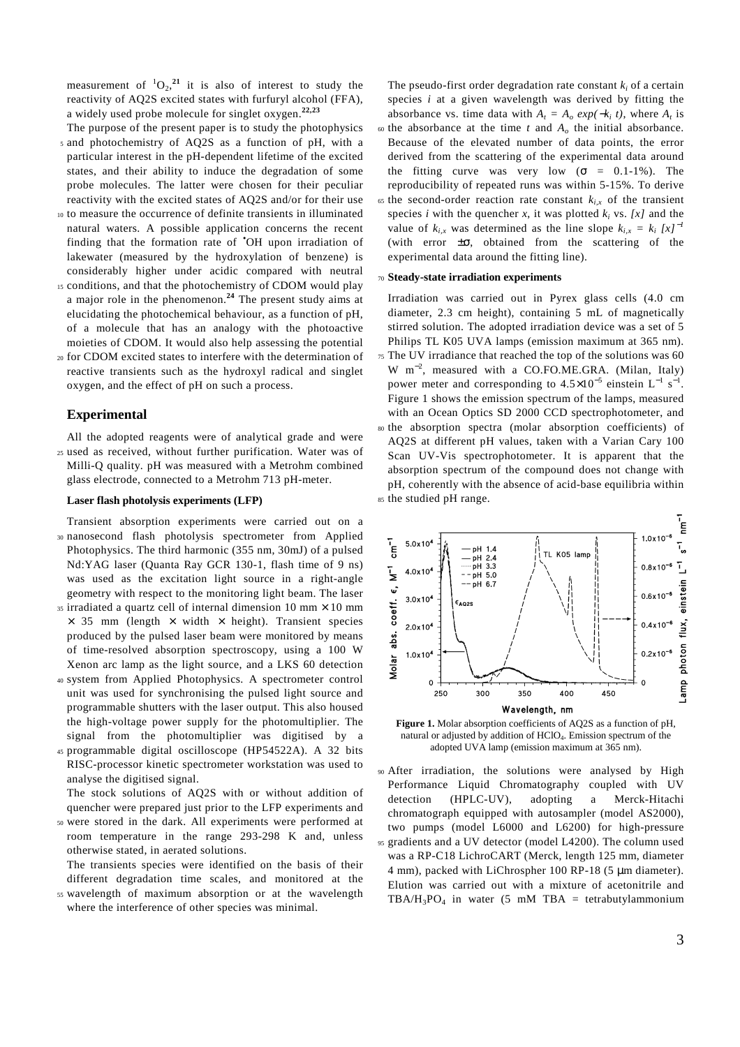measurement of $^1O_2$,[21] it is also of interest to study the reactivity of AQ2S excited states with furfuryl alcohol (FFA), a widely used probe molecule for singlet oxygen.[22,23]

The purpose of the present paper is to study the photophysics and photochemistry of AQ2S as a function of pH, with a particular interest in the pH-dependent lifetime of the excited states, and their ability to induce the degradation of some probe molecules. The latter were chosen for their peculiar reactivity with the excited states of AQ2S and/or for their use to measure the occurrence of definite transients in illuminated natural waters. A possible application concerns the recent finding that the formation rate of $^{\bullet}$OH upon irradiation of lakewater (measured by the hydroxylation of benzene) is considerably higher under acidic compared with neutral conditions, and that the photochemistry of CDOM would play a major role in the phenomenon.[24] The present study aims at elucidating the photochemical behaviour, as a function of pH, of a molecule that has an analogy with the photoactive moieties of CDOM. It would also help assessing the potential for CDOM excited states to interfere with the determination of reactive transients such as the hydroxyl radical and singlet oxygen, and the effect of pH on such a process.

## Experimental

All the adopted reagents were of analytical grade and were used as received, without further purification. Water was of Milli-Q quality. pH was measured with a Metrohm combined glass electrode, connected to a Metrohm 713 pH-meter.

### Laser flash photolysis experiments (LFP)

Transient absorption experiments were carried out on a nanosecond flash photolysis spectrometer from Applied Photophysics. The third harmonic (355 nm, 30mJ) of a pulsed Nd:YAG laser (Quanta Ray GCR 130-1, flash time of 9 ns) was used as the excitation light source in a right-angle geometry with respect to the monitoring light beam. The laser irradiated a quartz cell of internal dimension 10 mm × 10 mm × 35 mm (length × width × height). Transient species produced by the pulsed laser beam were monitored by means of time-resolved absorption spectroscopy, using a 100 W Xenon arc lamp as the light source, and a LKS 60 detection system from Applied Photophysics. A spectrometer control unit was used for synchronising the pulsed light source and programmable shutters with the laser output. This also housed the high-voltage power supply for the photomultiplier. The signal from the photomultiplier was digitised by a programmable digital oscilloscope (HP54522A). A 32 bits RISC-processor kinetic spectrometer workstation was used to analyse the digitised signal.

The stock solutions of AQ2S with or without addition of quencher were prepared just prior to the LFP experiments and were stored in the dark. All experiments were performed at room temperature in the range 293-298 K and, unless otherwise stated, in aerated solutions.

The transients species were identified on the basis of their different degradation time scales, and monitored at the wavelength of maximum absorption or at the wavelength where the interference of other species was minimal.

The pseudo-first order degradation rate constant $k_i$ of a certain species $i$ at a given wavelength was derived by fitting the absorbance vs. time data with $A_t = A_o \exp(-k_i t)$, where $A_t$ is the absorbance at the time $t$ and $A_o$ the initial absorbance. Because of the elevated number of data points, the error derived from the scattering of the experimental data around the fitting curve was very low ($\sigma$ = 0.1-1%). The reproducibility of repeated runs was within 5-15%. To derive the second-order reaction rate constant $k_{i,x}$ of the transient species $i$ with the quencher $x$, it was plotted $k_i$ vs. $[x]$ and the value of $k_{i,x}$ was determined as the line slope $k_{i,x} = k_i\, [x]^{-1}$ (with error $\pm\sigma$, obtained from the scattering of the experimental data around the fitting line).

### Steady-state irradiation experiments

Irradiation was carried out in Pyrex glass cells (4.0 cm diameter, 2.3 cm height), containing 5 mL of magnetically stirred solution. The adopted irradiation device was a set of 5 Philips TL K05 UVA lamps (emission maximum at 365 nm). The UV irradiance that reached the top of the solutions was 60 W m$^{-2}$, measured with a CO.FO.ME.GRA. (Milan, Italy) power meter and corresponding to $4.5\times10^{-5}$ einstein L$^{-1}$ s$^{-1}$. Figure 1 shows the emission spectrum of the lamps, measured with an Ocean Optics SD 2000 CCD spectrophotometer, and the absorption spectra (molar absorption coefficients) of AQ2S at different pH values, taken with a Varian Cary 100 Scan UV-Vis spectrophotometer. It is apparent that the absorption spectrum of the compound does not change with pH, coherently with the absence of acid-base equilibria within the studied pH range.

**Figure 1.** Molar absorption coefficients of AQ2S as a function of pH, natural or adjusted by addition of $HClO_4$. Emission spectrum of the adopted UVA lamp (emission maximum at 365 nm).

After irradiation, the solutions were analysed by High Performance Liquid Chromatography coupled with UV detection (HPLC-UV), adopting a Merck-Hitachi chromatograph equipped with autosampler (model AS2000), two pumps (model L6000 and L6200) for high-pressure gradients and a UV detector (model L4200). The column used was a RP-C18 LichroCART (Merck, length 125 mm, diameter 4 mm), packed with LiChrospher 100 RP-18 (5 µm diameter). Elution was carried out with a mixture of acetonitrile and TBA/$H_3PO_4$ in water (5 mM TBA = tetrabutylammonium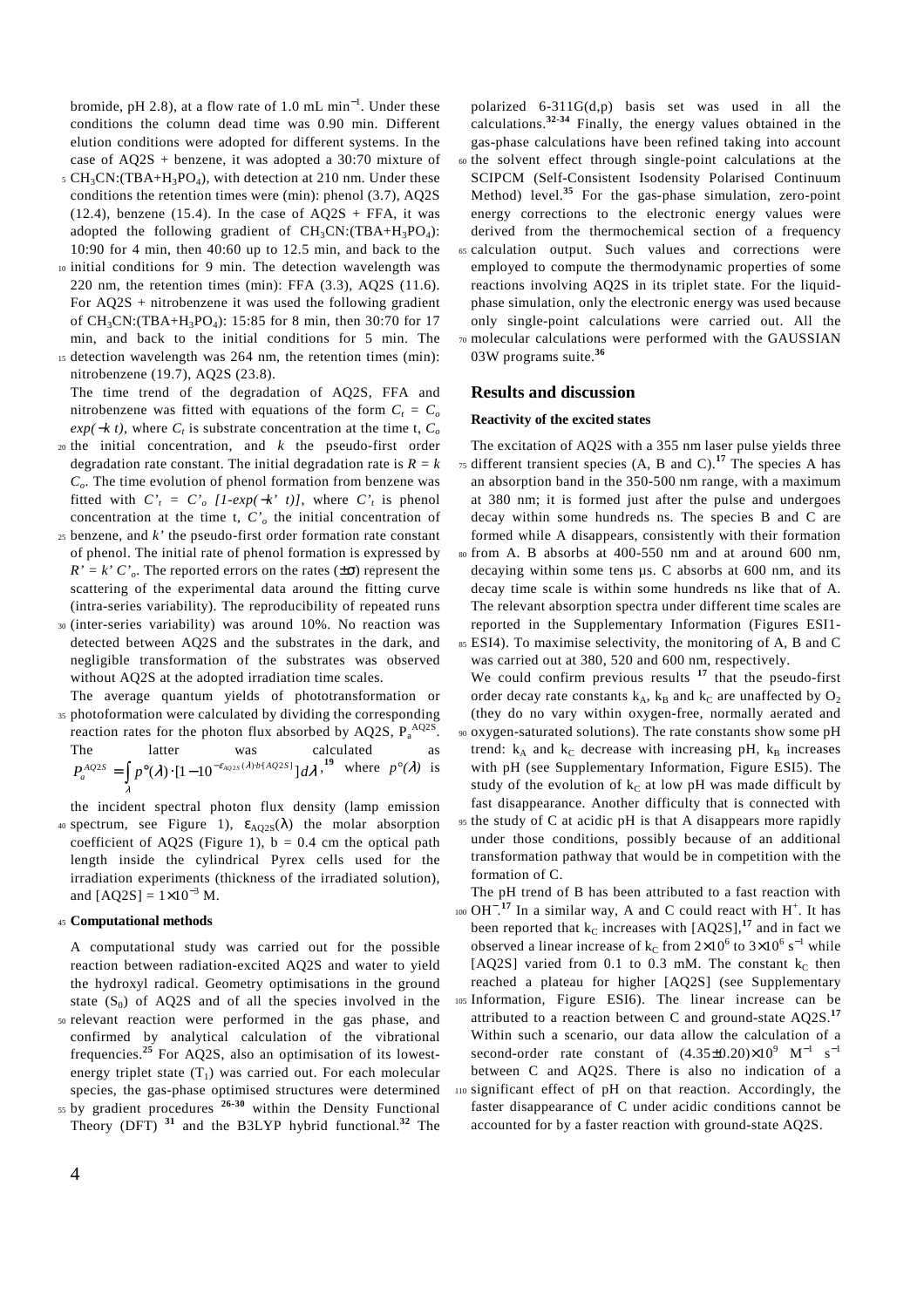bromide, pH 2.8), at a flow rate of 1.0 mL min$^{-1}$. Under these conditions the column dead time was 0.90 min. Different elution conditions were adopted for different systems. In the case of AQ2S + benzene, it was adopted a 30:70 mixture of $CH_3CN$:(TBA+$H_3PO_4$), with detection at 210 nm. Under these conditions the retention times were (min): phenol (3.7), AQ2S (12.4), benzene (15.4). In the case of AQ2S + FFA, it was adopted the following gradient of $CH_3CN$:(TBA+$H_3PO_4$): 10:90 for 4 min, then 40:60 up to 12.5 min, and back to the initial conditions for 9 min. The detection wavelength was 220 nm, the retention times (min): FFA (3.3), AQ2S (11.6). For AQ2S + nitrobenzene it was used the following gradient of $CH_3CN$:(TBA+$H_3PO_4$): 15:85 for 8 min, then 30:70 for 17 min, and back to the initial conditions for 5 min. The detection wavelength was 264 nm, the retention times (min): nitrobenzene (19.7), AQ2S (23.8).

The time trend of the degradation of AQ2S, FFA and nitrobenzene was fitted with equations of the form $C_t = C_o \exp(-k\, t)$, where $C_t$ is substrate concentration at the time t, $C_o$ the initial concentration, and $k$ the pseudo-first order degradation rate constant. The initial degradation rate is $R = k\, C_o$. The time evolution of phenol formation from benzene was fitted with $C'_t = C'_o\, [1-\exp(-k'\, t)]$, where $C'_t$ is phenol concentration at the time t, $C'_o$ the initial concentration of benzene, and $k'$ the pseudo-first order formation rate constant of phenol. The initial rate of phenol formation is expressed by $R' = k'\, C'_o$. The reported errors on the rates ($\pm\sigma$) represent the scattering of the experimental data around the fitting curve (intra-series variability). The reproducibility of repeated runs (inter-series variability) was around 10%. No reaction was detected between AQ2S and the substrates in the dark, and negligible transformation of the substrates was observed without AQ2S at the adopted irradiation time scales.

The average quantum yields of phototransformation or photoformation were calculated by dividing the corresponding reaction rates for the photon flux absorbed by AQ2S, $P_a^{AQ2S}$. The latter was calculated as $P_a^{AQ2S} = \int_\lambda p°(\lambda) \cdot [1 - 10^{-\varepsilon_{AQ2S}(\lambda) \cdot b \cdot [AQ2S]}]\, d\lambda$,[19] where $p°(\lambda)$ is the incident spectral photon flux density (lamp emission spectrum, see Figure 1), $\varepsilon_{AQ2S}(\lambda)$ the molar absorption coefficient of AQ2S (Figure 1), b = 0.4 cm the optical path length inside the cylindrical Pyrex cells used for the irradiation experiments (thickness of the irradiated solution), and [AQ2S] = $1\times10^{-3}$ M.

### Computational methods

A computational study was carried out for the possible reaction between radiation-excited AQ2S and water to yield the hydroxyl radical. Geometry optimisations in the ground state ($S_0$) of AQ2S and of all the species involved in the relevant reaction were performed in the gas phase, and confirmed by analytical calculation of the vibrational frequencies.[25] For AQ2S, also an optimisation of its lowest-energy triplet state ($T_1$) was carried out. For each molecular species, the gas-phase optimised structures were determined by gradient procedures [26-30] within the Density Functional Theory (DFT) [31] and the B3LYP hybrid functional.[32] The polarized 6-311G(d,p) basis set was used in all the calculations.[32-34] Finally, the energy values obtained in the gas-phase calculations have been refined taking into account the solvent effect through single-point calculations at the SCIPCM (Self-Consistent Isodensity Polarised Continuum Method) level.[35] For the gas-phase simulation, zero-point energy corrections to the electronic energy values were derived from the thermochemical section of a frequency calculation output. Such values and corrections were employed to compute the thermodynamic properties of some reactions involving AQ2S in its triplet state. For the liquid-phase simulation, only the electronic energy was used because only single-point calculations were carried out. All the molecular calculations were performed with the GAUSSIAN 03W programs suite.[36]

## Results and discussion

### Reactivity of the excited states

The excitation of AQ2S with a 355 nm laser pulse yields three different transient species (A, B and C).[17] The species A has an absorption band in the 350-500 nm range, with a maximum at 380 nm; it is formed just after the pulse and undergoes decay within some hundreds ns. The species B and C are formed while A disappears, consistently with their formation from A. B absorbs at 400-550 nm and at around 600 nm, decaying within some tens μs. C absorbs at 600 nm, and its decay time scale is within some hundreds ns like that of A. The relevant absorption spectra under different time scales are reported in the Supplementary Information (Figures ESI1-ESI4). To maximise selectivity, the monitoring of A, B and C was carried out at 380, 520 and 600 nm, respectively.

We could confirm previous results [17] that the pseudo-first order decay rate constants $k_A$, $k_B$ and $k_C$ are unaffected by $O_2$ (they do no vary within oxygen-free, normally aerated and oxygen-saturated solutions). The rate constants show some pH trend: $k_A$ and $k_C$ decrease with increasing pH, $k_B$ increases with pH (see Supplementary Information, Figure ESI5). The study of the evolution of $k_C$ at low pH was made difficult by fast disappearance. Another difficulty that is connected with the study of C at acidic pH is that A disappears more rapidly under those conditions, possibly because of an additional transformation pathway that would be in competition with the formation of C.

The pH trend of B has been attributed to a fast reaction with $OH^-$.[17] In a similar way, A and C could react with $H^+$. It has been reported that $k_C$ increases with [AQ2S],[17] and in fact we observed a linear increase of $k_C$ from $2\times10^6$ to $3\times10^6$ s$^{-1}$ while [AQ2S] varied from 0.1 to 0.3 mM. The constant $k_C$ then reached a plateau for higher [AQ2S] (see Supplementary Information, Figure ESI6). The linear increase can be attributed to a reaction between C and ground-state AQ2S.[17] Within such a scenario, our data allow the calculation of a second-order rate constant of $(4.35\pm0.20)\times10^9$ M$^{-1}$ s$^{-1}$ between C and AQ2S. There is also no indication of a significant effect of pH on that reaction. Accordingly, the faster disappearance of C under acidic conditions cannot be accounted for by a faster reaction with ground-state AQ2S.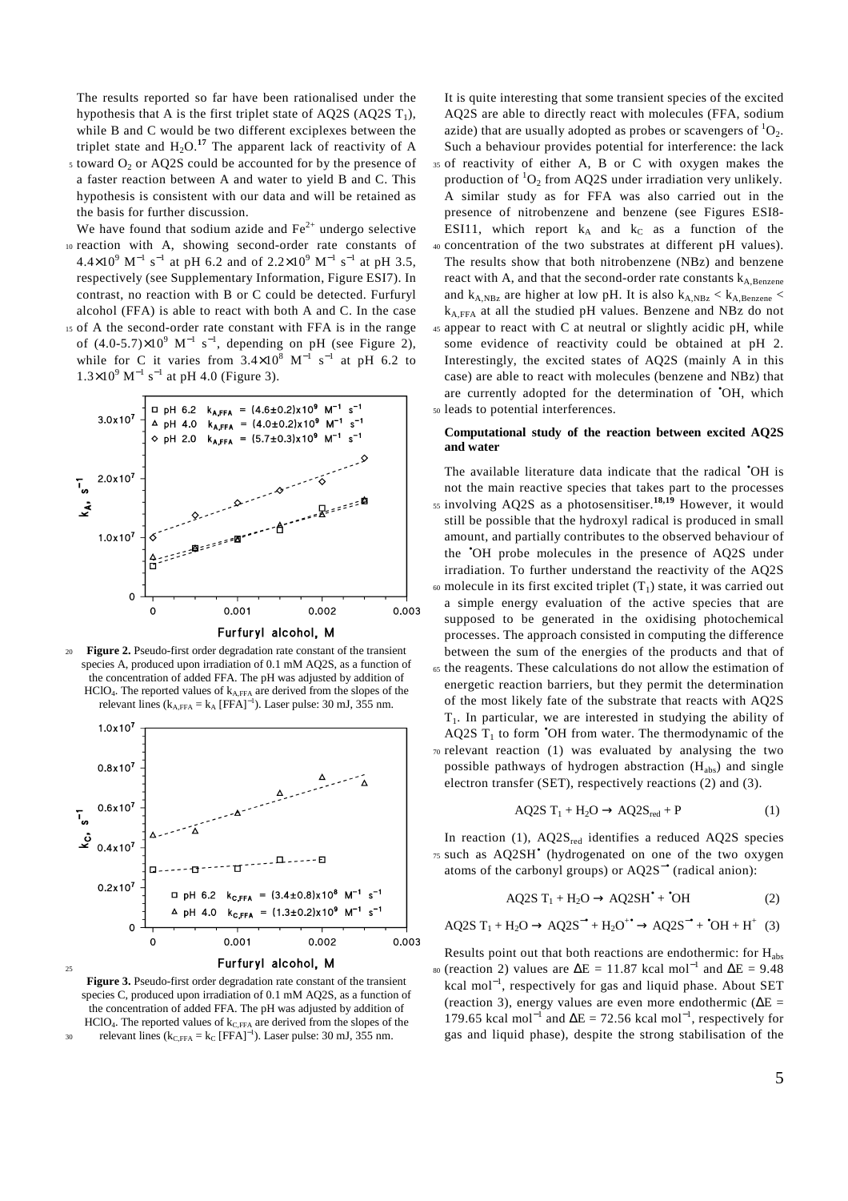The results reported so far have been rationalised under the hypothesis that A is the first triplet state of AQ2S (AQ2S $T_1$), while B and C would be two different exciplexes between the triplet state and $H_2O$.[17] The apparent lack of reactivity of A toward $O_2$ or AQ2S could be accounted for by the presence of a faster reaction between A and water to yield B and C. This hypothesis is consistent with our data and will be retained as the basis for further discussion.

We have found that sodium azide and $Fe^{2+}$ undergo selective reaction with A, showing second-order rate constants of $4.4\times10^9$ $M^{-1}$ $s^{-1}$ at pH 6.2 and of $2.2\times10^9$ $M^{-1}$ $s^{-1}$ at pH 3.5, respectively (see Supplementary Information, Figure ESI7). In contrast, no reaction with B or C could be detected. Furfuryl alcohol (FFA) is able to react with both A and C. In the case of A the second-order rate constant with FFA is in the range of $(4.0\text{-}5.7)\times10^9$ $M^{-1}$ $s^{-1}$, depending on pH (see Figure 2), while for C it varies from $3.4\times10^8$ $M^{-1}$ $s^{-1}$ at pH 6.2 to $1.3\times10^9$ $M^{-1}$ $s^{-1}$ at pH 4.0 (Figure 3).

**Figure 2.** Pseudo-first order degradation rate constant of the transient species A, produced upon irradiation of 0.1 mM AQ2S, as a function of the concentration of added FFA. The pH was adjusted by addition of $HClO_4$. The reported values of $k_{A,FFA}$ are derived from the slopes of the relevant lines ($k_{A,FFA} = k_A$ $[FFA]^{-1}$). Laser pulse: 30 mJ, 355 nm.

**Figure 3.** Pseudo-first order degradation rate constant of the transient species C, produced upon irradiation of 0.1 mM AQ2S, as a function of the concentration of added FFA. The pH was adjusted by addition of $HClO_4$. The reported values of $k_{C,FFA}$ are derived from the slopes of the relevant lines ($k_{C,FFA} = k_C$ $[FFA]^{-1}$). Laser pulse: 30 mJ, 355 nm.

It is quite interesting that some transient species of the excited AQ2S are able to directly react with molecules (FFA, sodium azide) that are usually adopted as probes or scavengers of $^1O_2$. Such a behaviour provides potential for interference: the lack of reactivity of either A, B or C with oxygen makes the production of $^1O_2$ from AQ2S under irradiation very unlikely. A similar study as for FFA was also carried out in the presence of nitrobenzene and benzene (see Figures ESI8-ESI11, which report $k_A$ and $k_C$ as a function of the concentration of the two substrates at different pH values). The results show that both nitrobenzene (NBz) and benzene react with A, and that the second-order rate constants $k_{A,Benzene}$ and $k_{A,NBz}$ are higher at low pH. It is also $k_{A,NBz} < k_{A,Benzene} < k_{A,FFA}$ at all the studied pH values. Benzene and NBz do not appear to react with C at neutral or slightly acidic pH, while some evidence of reactivity could be obtained at pH 2. Interestingly, the excited states of AQ2S (mainly A in this case) are able to react with molecules (benzene and NBz) that are currently adopted for the determination of $^{\bullet}OH$, which leads to potential interferences.

### Computational study of the reaction between excited AQ2S and water

The available literature data indicate that the radical $^{\bullet}OH$ is not the main reactive species that takes part to the processes involving AQ2S as a photosensitiser.[18,19] However, it would still be possible that the hydroxyl radical is produced in small amount, and partially contributes to the observed behaviour of the $^{\bullet}OH$ probe molecules in the presence of AQ2S under irradiation. To further understand the reactivity of the AQ2S molecule in its first excited triplet ($T_1$) state, it was carried out a simple energy evaluation of the active species that are supposed to be generated in the oxidising photochemical processes. The approach consisted in computing the difference between the sum of the energies of the products and that of the reagents. These calculations do not allow the estimation of energetic reaction barriers, but they permit the determination of the most likely fate of the substrate that reacts with AQ2S $T_1$. In particular, we are interested in studying the ability of AQ2S $T_1$ to form $^{\bullet}OH$ from water. The thermodynamic of the relevant reaction (1) was evaluated by analysing the two possible pathways of hydrogen abstraction ($H_{abs}$) and single electron transfer (SET), respectively reactions (2) and (3).

$$\text{AQ2S } T_1 + H_2O \rightarrow \text{AQ2S}_{red} + P \quad (1)$$

In reaction (1), $\text{AQ2S}_{red}$ identifies a reduced AQ2S species such as $\text{AQ2SH}^{\bullet}$ (hydrogenated on one of the two oxygen atoms of the carbonyl groups) or $\text{AQ2S}^{-\bullet}$ (radical anion):

$$\text{AQ2S } T_1 + H_2O \rightarrow \text{AQ2SH}^{\bullet} + {}^{\bullet}OH \quad (2)$$

$$\text{AQ2S } T_1 + H_2O \rightarrow \text{AQ2S}^{-\bullet} + H_2O^{+\bullet} \rightarrow \text{AQ2S}^{-\bullet} + {}^{\bullet}OH + H^+ \quad (3)$$

Results point out that both reactions are endothermic: for $H_{abs}$ (reaction 2) values are $\Delta E = 11.87$ kcal $mol^{-1}$ and $\Delta E = 9.48$ kcal $mol^{-1}$, respectively for gas and liquid phase. About SET (reaction 3), energy values are even more endothermic ($\Delta E = 179.65$ kcal $mol^{-1}$ and $\Delta E = 72.56$ kcal $mol^{-1}$, respectively for gas and liquid phase), despite the strong stabilisation of the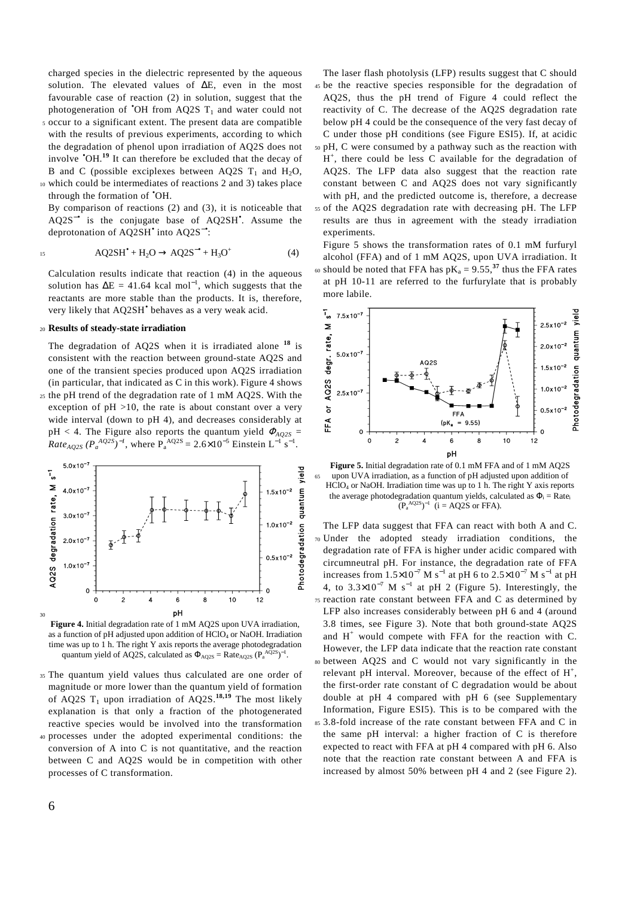charged species in the dielectric represented by the aqueous solution. The elevated values of ΔE, even in the most favourable case of reaction (2) in solution, suggest that the photogeneration of $^{\bullet}OH$ from AQ2S $T_1$ and water could not occur to a significant extent. The present data are compatible with the results of previous experiments, according to which the degradation of phenol upon irradiation of AQ2S does not involve $^{\bullet}OH$.[19] It can therefore be excluded that the decay of B and C (possible exciplexes between AQ2S $T_1$ and $H_2O$, which could be intermediates of reactions 2 and 3) takes place through the formation of $^{\bullet}OH$.

By comparison of reactions (2) and (3), it is noticeable that $AQ2S^{-\bullet}$ is the conjugate base of $AQ2SH^{\bullet}$. Assume the deprotonation of $AQ2SH^{\bullet}$ into $AQ2S^{-\bullet}$:

$$AQ2SH^{\bullet} + H_2O \rightarrow AQ2S^{-\bullet} + H_3O^{+} \qquad (4)$$

Calculation results indicate that reaction (4) in the aqueous solution has ΔE = 41.64 kcal mol$^{-1}$, which suggests that the reactants are more stable than the products. It is, therefore, very likely that $AQ2SH^{\bullet}$ behaves as a very weak acid.

## Results of steady-state irradiation

The degradation of AQ2S when it is irradiated alone [18] is consistent with the reaction between ground-state AQ2S and one of the transient species produced upon AQ2S irradiation (in particular, that indicated as C in this work). Figure 4 shows the pH trend of the degradation rate of 1 mM AQ2S. With the exception of pH >10, the rate is about constant over a very wide interval (down to pH 4), and decreases considerably at pH < 4. The Figure also reports the quantum yield $\Phi_{AQ2S} = Rate_{AQ2S} (P_a^{AQ2S})^{-1}$, where $P_a^{AQ2S} = 2.6\times10^{-5}$ Einstein L$^{-1}$ s$^{-1}$.

**Figure 4.** Initial degradation rate of 1 mM AQ2S upon UVA irradiation, as a function of pH adjusted upon addition of $HClO_4$ or NaOH. Irradiation time was up to 1 h. The right Y axis reports the average photodegradation quantum yield of AQ2S, calculated as $\Phi_{AQ2S} = Rate_{AQ2S} (P_a^{AQ2S})^{-1}$.

The quantum yield values thus calculated are one order of magnitude or more lower than the quantum yield of formation of AQ2S $T_1$ upon irradiation of AQ2S.[18,19] The most likely explanation is that only a fraction of the photogenerated reactive species would be involved into the transformation processes under the adopted experimental conditions: the conversion of A into C is not quantitative, and the reaction between C and AQ2S would be in competition with other processes of C transformation.

The laser flash photolysis (LFP) results suggest that C should be the reactive species responsible for the degradation of AQ2S, thus the pH trend of Figure 4 could reflect the reactivity of C. The decrease of the AQ2S degradation rate below pH 4 could be the consequence of the very fast decay of C under those pH conditions (see Figure ESI5). If, at acidic pH, C were consumed by a pathway such as the reaction with $H^+$, there could be less C available for the degradation of AQ2S. The LFP data also suggest that the reaction rate constant between C and AQ2S does not vary significantly with pH, and the predicted outcome is, therefore, a decrease of the AQ2S degradation rate with decreasing pH. The LFP results are thus in agreement with the steady irradiation experiments.

Figure 5 shows the transformation rates of 0.1 mM furfuryl alcohol (FFA) and of 1 mM AQ2S, upon UVA irradiation. It should be noted that FFA has p$K_a$ = 9.55,[37] thus the FFA rates at pH 10-11 are referred to the furfurylate that is probably more labile.

**Figure 5.** Initial degradation rate of 0.1 mM FFA and of 1 mM AQ2S upon UVA irradiation, as a function of pH adjusted upon addition of $HClO_4$ or NaOH. Irradiation time was up to 1 h. The right Y axis reports the average photodegradation quantum yields, calculated as $\Phi_i = Rate_i (P_a^{AQ2S})^{-1}$ (i = AQ2S or FFA).

The LFP data suggest that FFA can react with both A and C. Under the adopted steady irradiation conditions, the degradation rate of FFA is higher under acidic compared with circumneutral pH. For instance, the degradation rate of FFA increases from $1.5\times10^{-7}$ M s$^{-1}$ at pH 6 to $2.5\times10^{-7}$ M s$^{-1}$ at pH 4, to $3.3\times10^{-7}$ M s$^{-1}$ at pH 2 (Figure 5). Interestingly, the reaction rate constant between FFA and C as determined by LFP also increases considerably between pH 6 and 4 (around 3.8 times, see Figure 3). Note that both ground-state AQ2S and $H^+$ would compete with FFA for the reaction with C. However, the LFP data indicate that the reaction rate constant between AQ2S and C would not vary significantly in the relevant pH interval. Moreover, because of the effect of $H^+$, the first-order rate constant of C degradation would be about double at pH 4 compared with pH 6 (see Supplementary Information, Figure ESI5). This is to be compared with the 3.8-fold increase of the rate constant between FFA and C in the same pH interval: a higher fraction of C is therefore expected to react with FFA at pH 4 compared with pH 6. Also note that the reaction rate constant between A and FFA is increased by almost 50% between pH 4 and 2 (see Figure 2).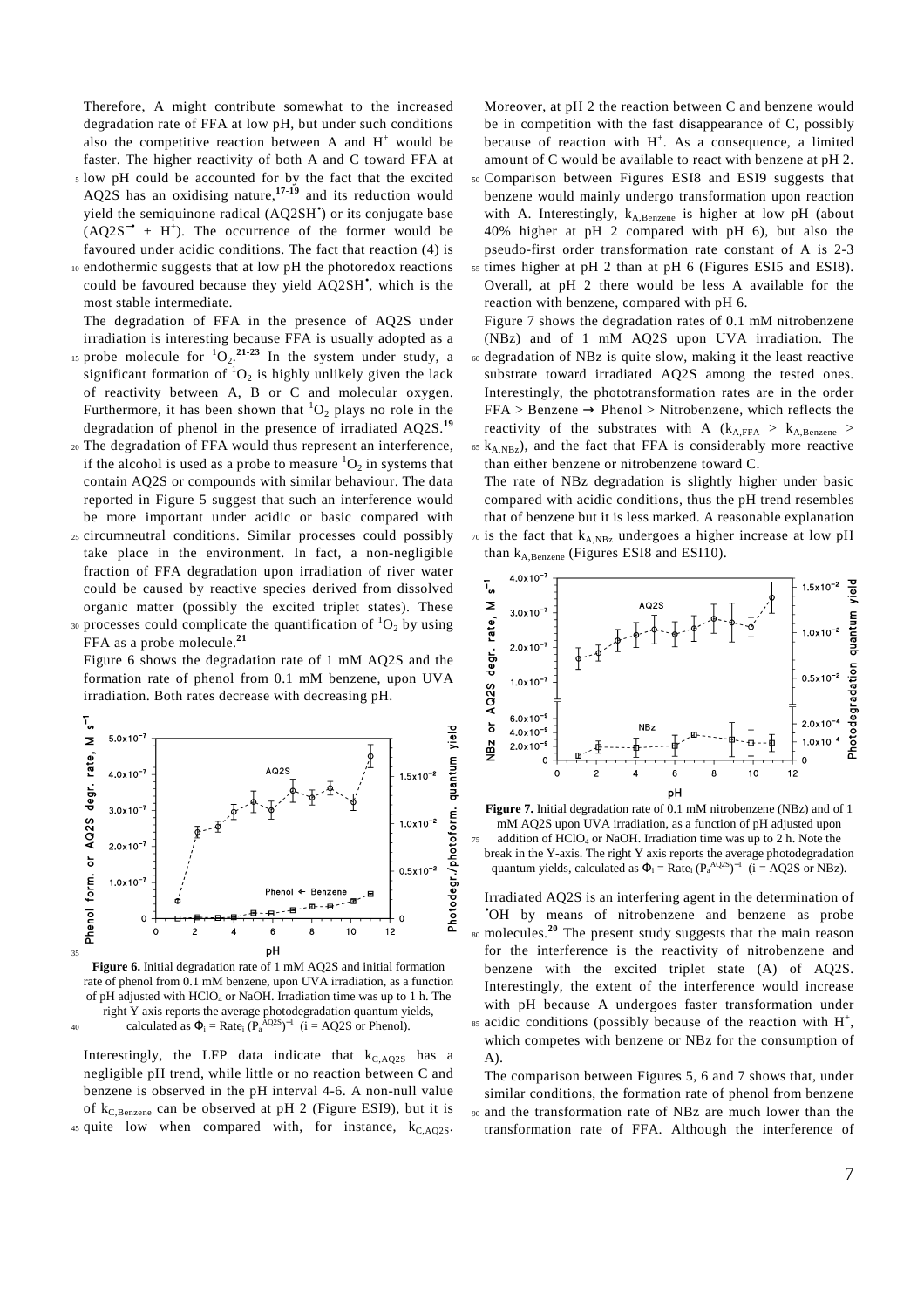Therefore, A might contribute somewhat to the increased degradation rate of FFA at low pH, but under such conditions also the competitive reaction between A and $H^+$ would be faster. The higher reactivity of both A and C toward FFA at low pH could be accounted for by the fact that the excited AQ2S has an oxidising nature,[17-19] and its reduction would yield the semiquinone radical ($AQ2SH^{\bullet}$) or its conjugate base ($AQ2S^{-\bullet} + H^+$). The occurrence of the former would be favoured under acidic conditions. The fact that reaction (4) is endothermic suggests that at low pH the photoredox reactions could be favoured because they yield $AQ2SH^{\bullet}$, which is the most stable intermediate.

The degradation of FFA in the presence of AQ2S under irradiation is interesting because FFA is usually adopted as a probe molecule for $^1O_2$.[21-23] In the system under study, a significant formation of $^1O_2$ is highly unlikely given the lack of reactivity between A, B or C and molecular oxygen. Furthermore, it has been shown that $^1O_2$ plays no role in the degradation of phenol in the presence of irradiated AQ2S.[19] The degradation of FFA would thus represent an interference, if the alcohol is used as a probe to measure $^1O_2$ in systems that contain AQ2S or compounds with similar behaviour. The data reported in Figure 5 suggest that such an interference would be more important under acidic or basic compared with circumneutral conditions. Similar processes could possibly take place in the environment. In fact, a non-negligible fraction of FFA degradation upon irradiation of river water could be caused by reactive species derived from dissolved organic matter (possibly the excited triplet states). These processes could complicate the quantification of $^1O_2$ by using FFA as a probe molecule.[21]

Figure 6 shows the degradation rate of 1 mM AQ2S and the formation rate of phenol from 0.1 mM benzene, upon UVA irradiation. Both rates decrease with decreasing pH.

**Figure 6.** Initial degradation rate of 1 mM AQ2S and initial formation rate of phenol from 0.1 mM benzene, upon UVA irradiation, as a function of pH adjusted with $HClO_4$ or NaOH. Irradiation time was up to 1 h. The right Y axis reports the average photodegradation quantum yields, calculated as $\Phi_i = Rate_i\,(P_a^{AQ2S})^{-1}$ (i = AQ2S or Phenol).

Interestingly, the LFP data indicate that $k_{C,AQ2S}$ has a negligible pH trend, while little or no reaction between C and benzene is observed in the pH interval 4-6. A non-null value of $k_{C,Benzene}$ can be observed at pH 2 (Figure ESI9), but it is quite low when compared with, for instance, $k_{C,AQ2S}$. Moreover, at pH 2 the reaction between C and benzene would be in competition with the fast disappearance of C, possibly because of reaction with $H^+$. As a consequence, a limited amount of C would be available to react with benzene at pH 2. Comparison between Figures ESI8 and ESI9 suggests that benzene would mainly undergo transformation upon reaction with A. Interestingly, $k_{A,Benzene}$ is higher at low pH (about 40% higher at pH 2 compared with pH 6), but also the pseudo-first order transformation rate constant of A is 2-3 times higher at pH 2 than at pH 6 (Figures ESI5 and ESI8). Overall, at pH 2 there would be less A available for the reaction with benzene, compared with pH 6.

Figure 7 shows the degradation rates of 0.1 mM nitrobenzene (NBz) and of 1 mM AQ2S upon UVA irradiation. The degradation of NBz is quite slow, making it the least reactive substrate toward irradiated AQ2S among the tested ones. Interestingly, the phototransformation rates are in the order FFA > Benzene → Phenol > Nitrobenzene, which reflects the reactivity of the substrates with A ($k_{A,FFA} > k_{A,Benzene} > k_{A,NBz}$), and the fact that FFA is considerably more reactive than either benzene or nitrobenzene toward C.

The rate of NBz degradation is slightly higher under basic compared with acidic conditions, thus the pH trend resembles that of benzene but it is less marked. A reasonable explanation is the fact that $k_{A,NBz}$ undergoes a higher increase at low pH than $k_{A,Benzene}$ (Figures ESI8 and ESI10).

**Figure 7.** Initial degradation rate of 0.1 mM nitrobenzene (NBz) and of 1 mM AQ2S upon UVA irradiation, as a function of pH adjusted upon addition of $HClO_4$ or NaOH. Irradiation time was up to 2 h. Note the break in the Y-axis. The right Y axis reports the average photodegradation quantum yields, calculated as $\Phi_i = Rate_i\,(P_a^{AQ2S})^{-1}$ (i = AQ2S or NBz).

Irradiated AQ2S is an interfering agent in the determination of $^{\bullet}OH$ by means of nitrobenzene and benzene as probe molecules.[20] The present study suggests that the main reason for the interference is the reactivity of nitrobenzene and benzene with the excited triplet state (A) of AQ2S. Interestingly, the extent of the interference would increase with pH because A undergoes faster transformation under acidic conditions (possibly because of the reaction with $H^+$, which competes with benzene or NBz for the consumption of A).

The comparison between Figures 5, 6 and 7 shows that, under similar conditions, the formation rate of phenol from benzene and the transformation rate of NBz are much lower than the transformation rate of FFA. Although the interference of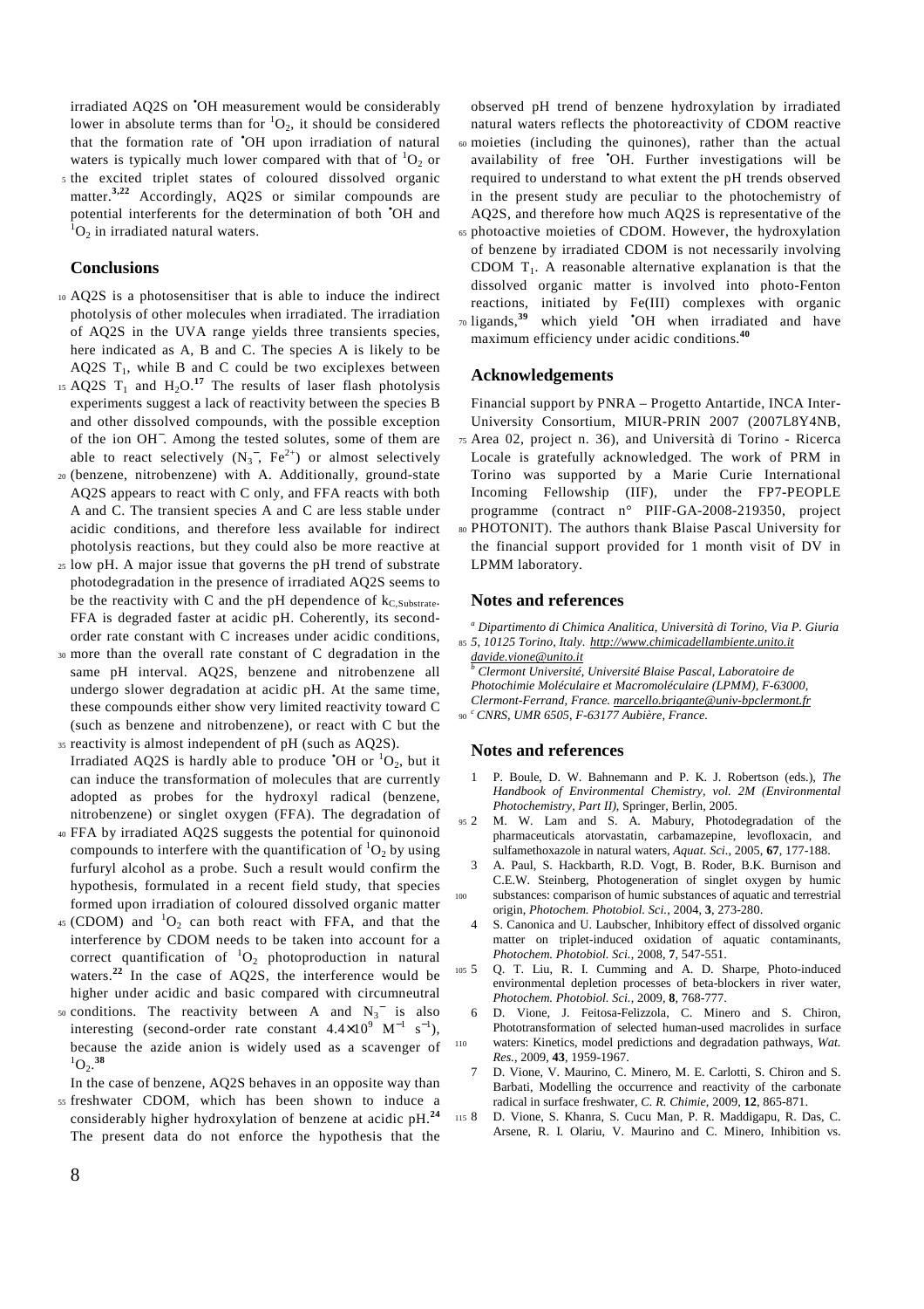irradiated AQ2S on $^{\bullet}OH$ measurement would be considerably lower in absolute terms than for $^{1}O_2$, it should be considered that the formation rate of $^{\bullet}OH$ upon irradiation of natural waters is typically much lower compared with that of $^{1}O_2$ or the excited triplet states of coloured dissolved organic matter.[3,22] Accordingly, AQ2S or similar compounds are potential interferents for the determination of both $^{\bullet}OH$ and $^{1}O_2$ in irradiated natural waters.

## Conclusions

AQ2S is a photosensitiser that is able to induce the indirect photolysis of other molecules when irradiated. The irradiation of AQ2S in the UVA range yields three transients species, here indicated as A, B and C. The species A is likely to be AQ2S $T_1$, while B and C could be two exciplexes between AQ2S $T_1$ and $H_2O$.[17] The results of laser flash photolysis experiments suggest a lack of reactivity between the species B and other dissolved compounds, with the possible exception of the ion $OH^-$. Among the tested solutes, some of them are able to react selectively ($N_3^-$, $Fe^{2+}$) or almost selectively (benzene, nitrobenzene) with A. Additionally, ground-state AQ2S appears to react with C only, and FFA reacts with both A and C. The transient species A and C are less stable under acidic conditions, and therefore less available for indirect photolysis reactions, but they could also be more reactive at low pH. A major issue that governs the pH trend of substrate photodegradation in the presence of irradiated AQ2S seems to be the reactivity with C and the pH dependence of $k_{C,Substrate}$. FFA is degraded faster at acidic pH. Coherently, its second-order rate constant with C increases under acidic conditions, more than the overall rate constant of C degradation in the same pH interval. AQ2S, benzene and nitrobenzene all undergo slower degradation at acidic pH. At the same time, these compounds either show very limited reactivity toward C (such as benzene and nitrobenzene), or react with C but the reactivity is almost independent of pH (such as AQ2S).

Irradiated AQ2S is hardly able to produce $^{\bullet}OH$ or $^{1}O_2$, but it can induce the transformation of molecules that are currently adopted as probes for the hydroxyl radical (benzene, nitrobenzene) or singlet oxygen (FFA). The degradation of FFA by irradiated AQ2S suggests the potential for quinonoid compounds to interfere with the quantification of $^{1}O_2$ by using furfuryl alcohol as a probe. Such a result would confirm the hypothesis, formulated in a recent field study, that species formed upon irradiation of coloured dissolved organic matter (CDOM) and $^{1}O_2$ can both react with FFA, and that the interference by CDOM needs to be taken into account for a correct quantification of $^{1}O_2$ photoproduction in natural waters.[22] In the case of AQ2S, the interference would be higher under acidic and basic compared with circumneutral conditions. The reactivity between A and $N_3^-$ is also interesting (second-order rate constant $4.4\times10^{9}$ $M^{-1}$ $s^{-1}$), because the azide anion is widely used as a scavenger of $^{1}O_2$.[38]

In the case of benzene, AQ2S behaves in an opposite way than freshwater CDOM, which has been shown to induce a considerably higher hydroxylation of benzene at acidic pH.[24] The present data do not enforce the hypothesis that the observed pH trend of benzene hydroxylation by irradiated natural waters reflects the photoreactivity of CDOM reactive moieties (including the quinones), rather than the actual availability of free $^{\bullet}OH$. Further investigations will be required to understand to what extent the pH trends observed in the present study are peculiar to the photochemistry of AQ2S, and therefore how much AQ2S is representative of the photoactive moieties of CDOM. However, the hydroxylation of benzene by irradiated CDOM is not necessarily involving CDOM $T_1$. A reasonable alternative explanation is that the dissolved organic matter is involved into photo-Fenton reactions, initiated by Fe(III) complexes with organic ligands,[39] which yield $^{\bullet}OH$ when irradiated and have maximum efficiency under acidic conditions.[40]

## Acknowledgements

Financial support by PNRA – Progetto Antartide, INCA Inter-University Consortium, MIUR-PRIN 2007 (2007L8Y4NB, Area 02, project n. 36), and Università di Torino - Ricerca Locale is gratefully acknowledged. The work of PRM in Torino was supported by a Marie Curie International Incoming Fellowship (IIF), under the FP7-PEOPLE programme (contract n° PIIF-GA-2008-219350, project PHOTONIT). The authors thank Blaise Pascal University for the financial support provided for 1 month visit of DV in LPMM laboratory.

## Notes and references

[a] *Dipartimento di Chimica Analitica, Università di Torino, Via P. Giuria 5, 10125 Torino, Italy. http://www.chimicadellambiente.unito.it davide.vione@unito.it*
[b] *Clermont Université, Université Blaise Pascal, Laboratoire de Photochimie Moléculaire et Macromoléculaire (LPMM), F-63000, Clermont-Ferrand, France. marcello.brigante@univ-bpclermont.fr*
[c] *CNRS, UMR 6505, F-63177 Aubière, France.*

## Notes and references

1. P. Boule, D. W. Bahnemann and P. K. J. Robertson (eds.), *The Handbook of Environmental Chemistry, vol. 2M (Environmental Photochemistry, Part II)*, Springer, Berlin, 2005.
2. M. W. Lam and S. A. Mabury, Photodegradation of the pharmaceuticals atorvastatin, carbamazepine, levofloxacin, and sulfamethoxazole in natural waters, *Aquat. Sci.*, 2005, **67**, 177-188.
3. A. Paul, S. Hackbarth, R.D. Vogt, B. Roder, B.K. Burnison and C.E.W. Steinberg, Photogeneration of singlet oxygen by humic substances: comparison of humic substances of aquatic and terrestrial origin, *Photochem. Photobiol. Sci.*, 2004, **3**, 273-280.
4. S. Canonica and U. Laubscher, Inhibitory effect of dissolved organic matter on triplet-induced oxidation of aquatic contaminants, *Photochem. Photobiol. Sci.*, 2008, **7**, 547-551.
5. Q. T. Liu, R. I. Cumming and A. D. Sharpe, Photo-induced environmental depletion processes of beta-blockers in river water, *Photochem. Photobiol. Sci.*, 2009, **8**, 768-777.
6. D. Vione, J. Feitosa-Felizzola, C. Minero and S. Chiron, Phototransformation of selected human-used macrolides in surface waters: Kinetics, model predictions and degradation pathways, *Wat. Res.*, 2009, **43**, 1959-1967.
7. D. Vione, V. Maurino, C. Minero, M. E. Carlotti, S. Chiron and S. Barbati, Modelling the occurrence and reactivity of the carbonate radical in surface freshwater, *C. R. Chimie*, 2009, **12**, 865-871.
8. D. Vione, S. Khanra, S. Cucu Man, P. R. Maddigapu, R. Das, C. Arsene, R. I. Olariu, V. Maurino and C. Minero, Inhibition vs.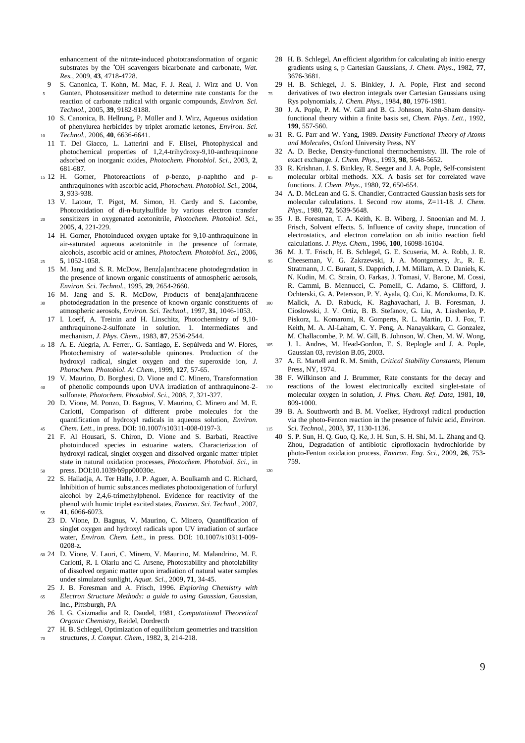enhancement of the nitrate-induced phototransformation of organic substrates by the •OH scavengers bicarbonate and carbonate, *Wat. Res.*, 2009, **43**, 4718-4728.

9 S. Canonica, T. Kohn, M. Mac, F. J. Real, J. Wirz and U. Von Gunten, Photosensitizer method to determine rate constants for the reaction of carbonate radical with organic compounds, *Environ. Sci. Technol.*, 2005, **39**, 9182-9188.

10 S. Canonica, B. Hellrung, P. Müller and J. Wirz, Aqueous oxidation of phenylurea herbicides by triplet aromatic ketones, *Environ. Sci. Technol.*, 2006, **40**, 6636-6641.

11 T. Del Giacco, L. Latterini and F. Elisei, Photophysical and photochemical properties of 1,2,4-trihydroxy-9,10-anthraquinone adsorbed on inorganic oxides, *Photochem. Photobiol. Sci.*, 2003, **2**, 681-687.

12 H. Gorner, Photoreactions of *p*-benzo, *p*-naphtho and *p*-anthraquinones with ascorbic acid, *Photochem. Photobiol. Sci.*, 2004, **3**, 933-938.

13 V. Latour, T. Pigot, M. Simon, H. Cardy and S. Lacombe, Photooxidation of di-n-butylsulfide by various electron transfer sensitizers in oxygenated acetonitrile, *Photochem. Photobiol. Sci.*, 2005, **4**, 221-229.

14 H. Gorner, Photoinduced oxygen uptake for 9,10-anthraquinone in air-saturated aqueous acetonitrile in the presence of formate, alcohols, ascorbic acid or amines, *Photochem. Photobiol. Sci.*, 2006, **5**, 1052-1058.

15 M. Jang and S. R. McDow, Benz[a]anthracene photodegradation in the presence of known organic constituents of atmospheric aerosols, *Environ. Sci. Technol.*, 1995, **29**, 2654-2660.

16 M. Jang and S. R. McDow, Products of benz[a]anthracene photodegradation in the presence of known organic constituents of atmospheric aerosols, *Environ. Sci. Technol.*, 1997, **31**, 1046-1053.

17 I. Loeff, A. Treinin and H. Linschitz, Photochemistry of 9,10-anthraquinone-2-sulfonate in solution. 1. Intermediates and mechanism, *J. Phys. Chem.*, 1983, **87**, 2536-2544.

18 A. E. Alegría, A. Ferrer,. G. Santiago, E. Sepúlveda and W. Flores, Photochemistry of water-soluble quinones. Production of the hydroxyl radical, singlet oxygen and the superoxide ion, *J. Photochem. Photobiol. A: Chem.*, 1999, **127**, 57-65.

19 V. Maurino, D. Borghesi, D. Vione and C. Minero, Transformation of phenolic compounds upon UVA irradiation of anthraquinone-2-sulfonate, *Photochem. Photobiol. Sci.*, 2008, *7*, 321-327.

20 D. Vione, M. Ponzo, D. Bagnus, V. Maurino, C. Minero and M. E. Carlotti, Comparison of different probe molecules for the quantification of hydroxyl radicals in aqueous solution, *Environ. Chem. Lett.*, in press. DOI: 10.1007/s10311-008-0197-3.

21 F. Al Housari, S. Chiron, D. Vione and S. Barbati, Reactive photoinduced species in estuarine waters. Characterization of hydroxyl radical, singlet oxygen and dissolved organic matter triplet state in natural oxidation processes, *Photochem. Photobiol. Sci.*, in press. DOI:10.1039/b9pp00030e.

22 S. Halladja, A. Ter Halle, J. P. Aguer, A. Boulkamh and C. Richard, Inhibition of humic substances mediates photooxigenation of furfuryl alcohol by 2,4,6-trimethylphenol. Evidence for reactivity of the phenol with humic triplet excited states, *Environ. Sci. Technol.*, 2007, **41**, 6066-6073.

23 D. Vione, D. Bagnus, V. Maurino, C. Minero, Quantification of singlet oxygen and hydroxyl radicals upon UV irradiation of surface water, *Environ. Chem. Lett.*, in press. DOI: 10.1007/s10311-009-0208-z.

24 D. Vione, V. Lauri, C. Minero, V. Maurino, M. Malandrino, M. E. Carlotti, R. I. Olariu and C. Arsene, Photostability and photolability of dissolved organic matter upon irradiation of natural water samples under simulated sunlight, *Aquat. Sci.*, 2009, **71**, 34-45.

25 J. B. Foresman and A. Frisch, 1996. *Exploring Chemistry with Electron Structure Methods: a guide to using Gaussian*, Gaussian, Inc., Pittsburgh, PA

26 I. G. Csizmadia and R. Daudel, 1981, *Computational Theoretical Organic Chemistry*, Reidel, Dordrecth

27 H. B. Schlegel, Optimization of equilibrium geometries and transition structures, *J. Comput. Chem.*, 1982, **3**, 214-218.

28 H. B. Schlegel, An efficient algorithm for calculating ab initio energy gradients using s, p Cartesian Gaussians, *J. Chem. Phys.*, 1982, **77**, 3676-3681.

29 H. B. Schlegel, J. S. Binkley, J. A. Pople, First and second derivatives of two electron integrals over Cartesian Gaussians using Rys polynomials, *J. Chem. Phys.*, 1984, **80**, 1976-1981.

30 J. A. Pople, P. M. W. Gill and B. G. Johnson, Kohn-Sham density-functional theory within a finite basis set, *Chem. Phys. Lett.*, 1992, **199**, 557-560.

31 R. G. Parr and W. Yang, 1989. *Density Functional Theory of Atoms and Molecules*, Oxford University Press, NY

32 A. D. Becke, Density-functional thermochemistry. III. The role of exact exchange. *J. Chem. Phys.*, 1993, **98**, 5648-5652.

33 R. Krishnan, J. S. Binkley, R. Seeger and J. A. Pople, Self-consistent molecular orbital methods. XX. A basis set for correlated wave functions. *J. Chem. Phys.*, 1980, **72**, 650-654.

34 A. D. McLean and G. S. Chandler, Contracted Gaussian basis sets for molecular calculations. I. Second row atoms, Z=11-18. *J. Chem. Phys.*, 1980, **72**, 5639-5648.

35 J. B. Foresman, T. A. Keith, K. B. Wiberg, J. Snoonian and M. J. Frisch, Solvent effects. 5. Influence of cavity shape, truncation of electrostatics, and electron correlation on ab initio reaction field calculations. *J. Phys. Chem.*, 1996, **100**, 16098-16104.

36 M. J. T. Frisch, H. B. Schlegel, G. E. Scuseria, M. A. Robb, J. R. Cheeseman, V. G. Zakrzewski, J. A. Montgomery, Jr., R. E. Stratmann, J. C. Burant, S. Dapprich, J. M. Millam, A. D. Daniels, K. N. Kudin, M. C. Strain, O. Farkas, J. Tomasi, V. Barone, M. Cossi, R. Cammi, B. Mennucci, C. Pomelli, C. Adamo, S. Clifford, J. Ochterski, G. A. Petersson, P. Y. Ayala, Q. Cui, K. Morokuma, D. K. Malick, A. D. Rabuck, K. Raghavachari, J. B. Foresman, J. Cioslowski, J. V. Ortiz, B. B. Stefanov, G. Liu, A. Liashenko, P. Piskorz, L. Komaromi, R. Gomperts, R. L. Martin, D. J. Fox, T. Keith, M. A. Al-Laham, C. Y. Peng, A. Nanayakkara, C. Gonzalez, M. Challacombe, P. M. W. Gill, B. Johnson, W. Chen, M. W. Wong, J. L. Andres, M. Head-Gordon, E. S. Replogle and J. A. Pople, Gaussian 03, revision B.05, 2003.

37 A. E. Martell and R. M. Smith, *Critical Stability Constants*, Plenum Press, NY, 1974.

38 F. Wilkinson and J. Brummer, Rate constants for the decay and reactions of the lowest electronically excited singlet-state of molecular oxygen in solution, *J. Phys. Chem. Ref. Data*, 1981, **10**, 809-1000.

39 B. A. Southworth and B. M. Voelker, Hydroxyl radical production via the photo-Fenton reaction in the presence of fulvic acid, *Environ. Sci. Technol.*, 2003, **37**, 1130-1136.

40 S. P. Sun, H. Q. Guo, Q. Ke, J. H. Sun, S. H. Shi, M. L. Zhang and Q. Zhou, Degradation of antibiotic ciprofloxacin hydrochloride by photo-Fenton oxidation process, *Environ. Eng. Sci.*, 2009, **26**, 753-759.